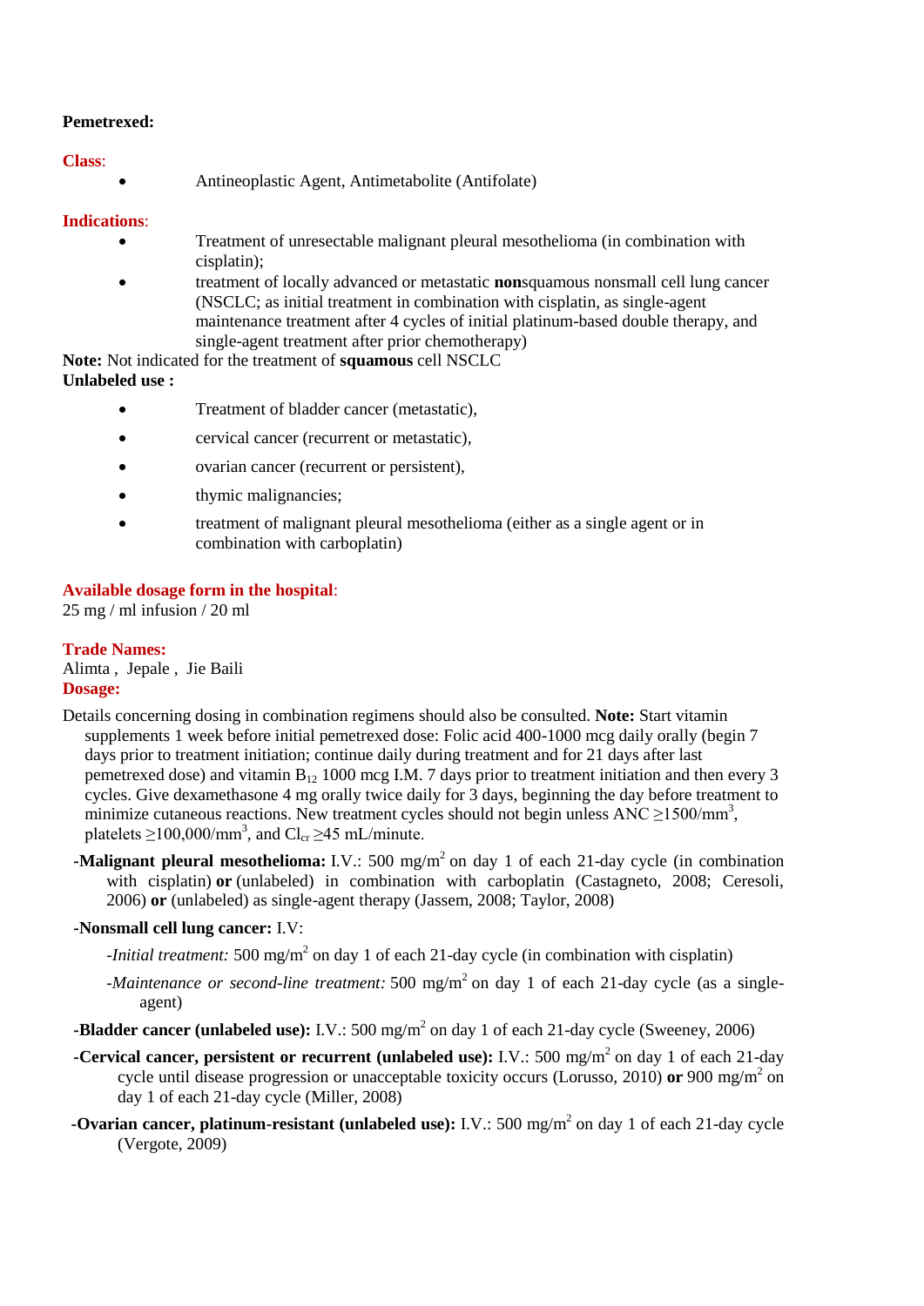**Pemetrexed:**

**Class**:

- Antineoplastic Agent, Antimetabolite (Antifolate)

**Indications**:

- Treatment of unresectable malignant pleural mesothelioma (in combination with cisplatin);
- treatment of locally advanced or metastatic **non**squamous nonsmall cell lung cancer (NSCLC; as initial treatment in combination with cisplatin, as single-agent maintenance treatment after 4 cycles of initial platinum-based double therapy, and single-agent treatment after prior chemotherapy)

**Note:** Not indicated for the treatment of **squamous** cell NSCLC

**Unlabeled use :**

- Treatment of bladder cancer (metastatic),
- cervical cancer (recurrent or metastatic),
- ovarian cancer (recurrent or persistent),
- thymic malignancies;
- treatment of malignant pleural mesothelioma (either as a single agent or in combination with carboplatin)

**Available dosage form in the hospital**:

25 mg / ml infusion / 20 ml

**Trade Names:**

Alimta , Jepale , Jie Baili

**Dosage:**

Details concerning dosing in combination regimens should also be consulted. **Note:** Start vitamin supplements 1 week before initial pemetrexed dose: Folic acid 400-1000 mcg daily orally (begin 7 days prior to treatment initiation; continue daily during treatment and for 21 days after last pemetrexed dose) and vitamin $B_{12}$ 1000 mcg I.M. 7 days prior to treatment initiation and then every 3 cycles. Give dexamethasone 4 mg orally twice daily for 3 days, beginning the day before treatment to minimize cutaneous reactions. New treatment cycles should not begin unless ANC $\geq$1500/mm$^3$, platelets $\geq$100,000/mm$^3$, and $Cl_{cr}$ $\geq$45 mL/minute.

- **-Malignant pleural mesothelioma:** I.V.: 500 mg/m$^2$ on day 1 of each 21-day cycle (in combination with cisplatin) **or** (unlabeled) in combination with carboplatin (Castagneto, 2008; Ceresoli, 2006) **or** (unlabeled) as single-agent therapy (Jassem, 2008; Taylor, 2008)
- **-Nonsmall cell lung cancer:** I.V:
  - *-Initial treatment:* 500 mg/m$^2$ on day 1 of each 21-day cycle (in combination with cisplatin)
  - *-Maintenance or second-line treatment:* 500 mg/m$^2$ on day 1 of each 21-day cycle (as a single-agent)
- **-Bladder cancer (unlabeled use):** I.V.: 500 mg/m$^2$ on day 1 of each 21-day cycle (Sweeney, 2006)
- **-Cervical cancer, persistent or recurrent (unlabeled use):** I.V.: 500 mg/m$^2$ on day 1 of each 21-day cycle until disease progression or unacceptable toxicity occurs (Lorusso, 2010) **or** 900 mg/m$^2$ on day 1 of each 21-day cycle (Miller, 2008)
- **-Ovarian cancer, platinum-resistant (unlabeled use):** I.V.: 500 mg/m$^2$ on day 1 of each 21-day cycle (Vergote, 2009)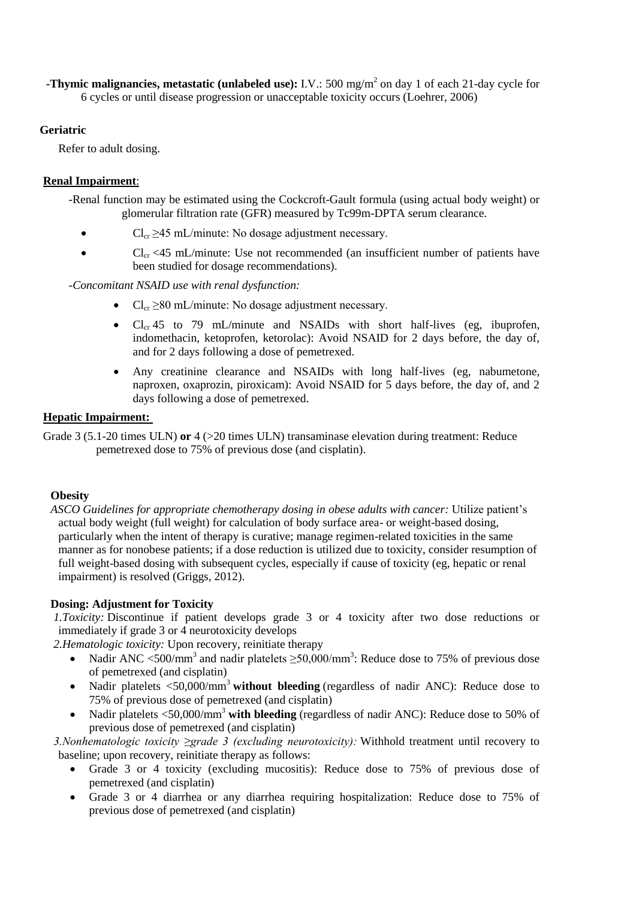**-Thymic malignancies, metastatic (unlabeled use):** I.V.: 500 mg/m$^2$ on day 1 of each 21-day cycle for 6 cycles or until disease progression or unacceptable toxicity occurs (Loehrer, 2006)

**Geriatric**

Refer to adult dosing.

**Renal Impairment**:

-Renal function may be estimated using the Cockcroft-Gault formula (using actual body weight) or glomerular filtration rate (GFR) measured by Tc99m-DPTA serum clearance.

- $Cl_{cr}$ ≥45 mL/minute: No dosage adjustment necessary.
- $Cl_{cr}$ <45 mL/minute: Use not recommended (an insufficient number of patients have been studied for dosage recommendations).

-*Concomitant NSAID use with renal dysfunction:*

- $Cl_{cr}$ ≥80 mL/minute: No dosage adjustment necessary.
- $Cl_{cr}$ 45 to 79 mL/minute and NSAIDs with short half-lives (eg, ibuprofen, indomethacin, ketoprofen, ketorolac): Avoid NSAID for 2 days before, the day of, and for 2 days following a dose of pemetrexed.
- Any creatinine clearance and NSAIDs with long half-lives (eg, nabumetone, naproxen, oxaprozin, piroxicam): Avoid NSAID for 5 days before, the day of, and 2 days following a dose of pemetrexed.

**Hepatic Impairment:**

Grade 3 (5.1-20 times ULN) **or** 4 (>20 times ULN) transaminase elevation during treatment: Reduce pemetrexed dose to 75% of previous dose (and cisplatin).

**Obesity**

*ASCO Guidelines for appropriate chemotherapy dosing in obese adults with cancer:* Utilize patient's actual body weight (full weight) for calculation of body surface area- or weight-based dosing, particularly when the intent of therapy is curative; manage regimen-related toxicities in the same manner as for nonobese patients; if a dose reduction is utilized due to toxicity, consider resumption of full weight-based dosing with subsequent cycles, especially if cause of toxicity (eg, hepatic or renal impairment) is resolved (Griggs, 2012).

**Dosing: Adjustment for Toxicity**

*1.Toxicity:* Discontinue if patient develops grade 3 or 4 toxicity after two dose reductions or immediately if grade 3 or 4 neurotoxicity develops

*2.Hematologic toxicity:* Upon recovery, reinitiate therapy

- Nadir ANC <500/mm$^3$ and nadir platelets ≥50,000/mm$^3$: Reduce dose to 75% of previous dose of pemetrexed (and cisplatin)
- Nadir platelets <50,000/mm$^3$ **without bleeding** (regardless of nadir ANC): Reduce dose to 75% of previous dose of pemetrexed (and cisplatin)
- Nadir platelets <50,000/mm$^3$ **with bleeding** (regardless of nadir ANC): Reduce dose to 50% of previous dose of pemetrexed (and cisplatin)

*3.Nonhematologic toxicity ≥grade 3 (excluding neurotoxicity):* Withhold treatment until recovery to baseline; upon recovery, reinitiate therapy as follows:

- Grade 3 or 4 toxicity (excluding mucositis): Reduce dose to 75% of previous dose of pemetrexed (and cisplatin)
- Grade 3 or 4 diarrhea or any diarrhea requiring hospitalization: Reduce dose to 75% of previous dose of pemetrexed (and cisplatin)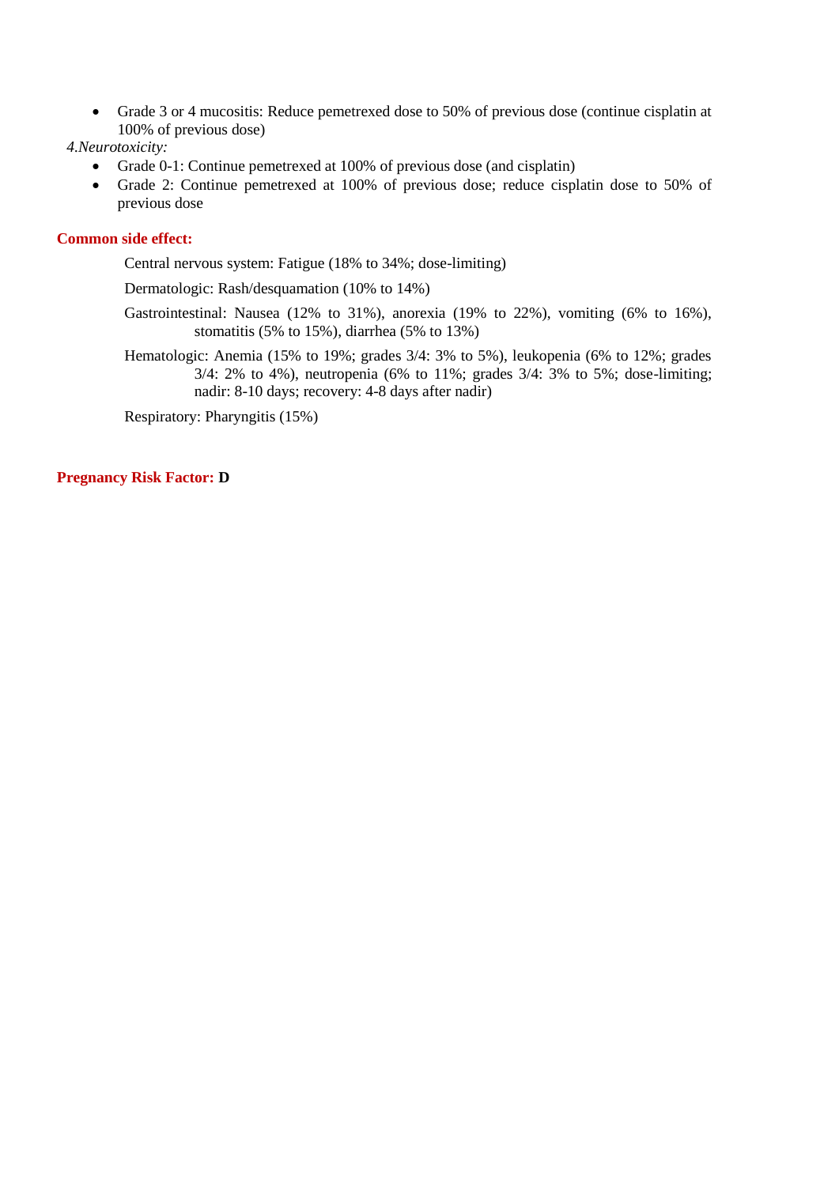- Grade 3 or 4 mucositis: Reduce pemetrexed dose to 50% of previous dose (continue cisplatin at 100% of previous dose)

*4.Neurotoxicity:*

- Grade 0-1: Continue pemetrexed at 100% of previous dose (and cisplatin)
- Grade 2: Continue pemetrexed at 100% of previous dose; reduce cisplatin dose to 50% of previous dose

**Common side effect:**

Central nervous system: Fatigue (18% to 34%; dose-limiting)

Dermatologic: Rash/desquamation (10% to 14%)

Gastrointestinal: Nausea (12% to 31%), anorexia (19% to 22%), vomiting (6% to 16%), stomatitis (5% to 15%), diarrhea (5% to 13%)

Hematologic: Anemia (15% to 19%; grades 3/4: 3% to 5%), leukopenia (6% to 12%; grades 3/4: 2% to 4%), neutropenia (6% to 11%; grades 3/4: 3% to 5%; dose-limiting; nadir: 8-10 days; recovery: 4-8 days after nadir)

Respiratory: Pharyngitis (15%)

**Pregnancy Risk Factor: D**